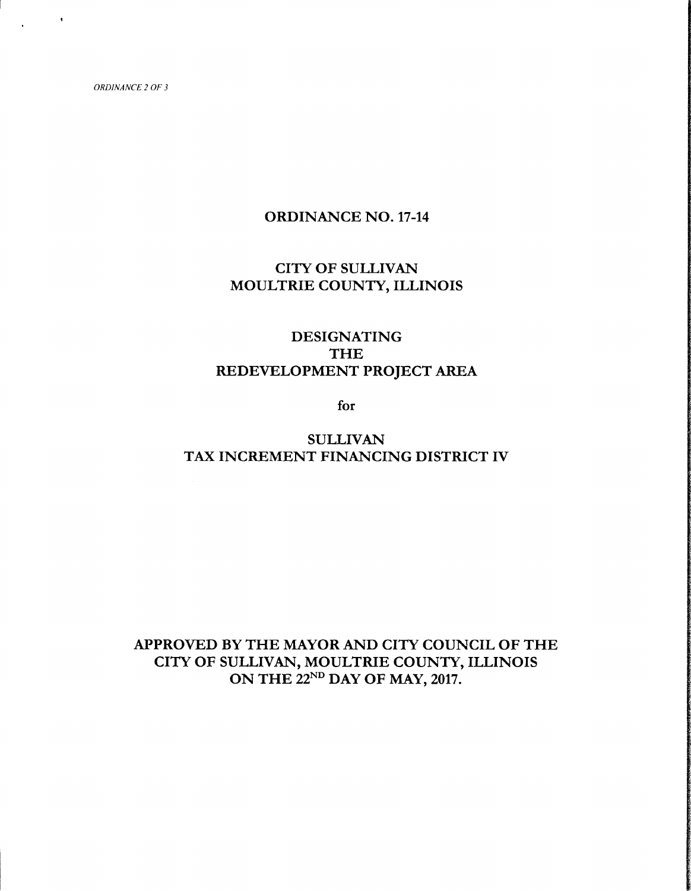*ORDINANCE 2 OF 3*

# ORDINANCE NO. 17-14

## CITY OF SULLIVAN
## MOULTRIE COUNTY, ILLINOIS

## DESIGNATING
## THE
## REDEVELOPMENT PROJECT AREA

for

## SULLIVAN
## TAX INCREMENT FINANCING DISTRICT IV

**APPROVED BY THE MAYOR AND CITY COUNCIL OF THE CITY OF SULLIVAN, MOULTRIE COUNTY, ILLINOIS ON THE 22ND DAY OF MAY, 2017.**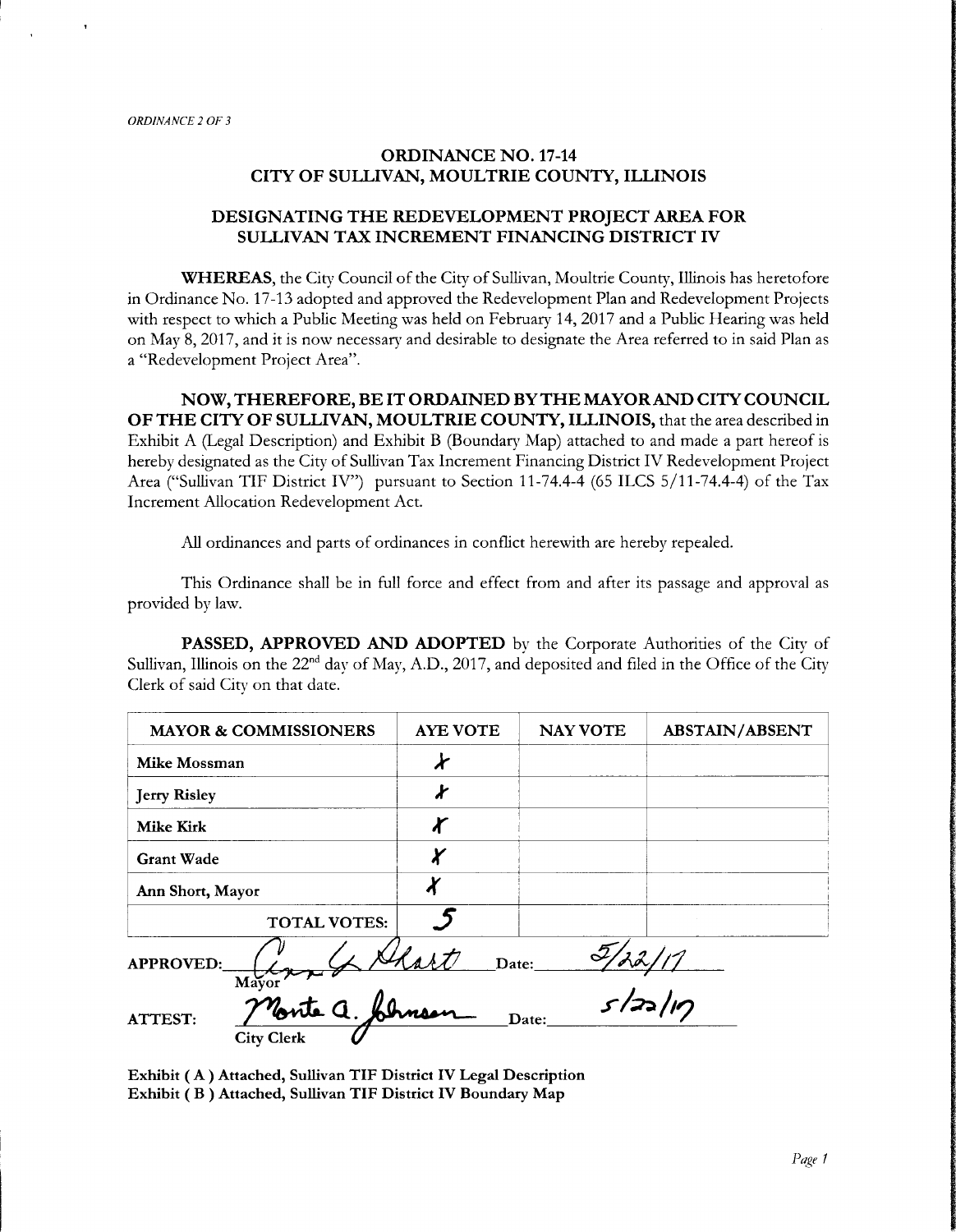*ORDINANCE 2 OF 3*

## ORDINANCE NO. 17-14
## CITY OF SULLIVAN, MOULTRIE COUNTY, ILLINOIS

## DESIGNATING THE REDEVELOPMENT PROJECT AREA FOR SULLIVAN TAX INCREMENT FINANCING DISTRICT IV

**WHEREAS**, the City Council of the City of Sullivan, Moultrie County, Illinois has heretofore in Ordinance No. 17-13 adopted and approved the Redevelopment Plan and Redevelopment Projects with respect to which a Public Meeting was held on February 14, 2017 and a Public Hearing was held on May 8, 2017, and it is now necessary and desirable to designate the Area referred to in said Plan as a "Redevelopment Project Area".

**NOW, THEREFORE, BE IT ORDAINED BY THE MAYOR AND CITY COUNCIL OF THE CITY OF SULLIVAN, MOULTRIE COUNTY, ILLINOIS,** that the area described in Exhibit A (Legal Description) and Exhibit B (Boundary Map) attached to and made a part hereof is hereby designated as the City of Sullivan Tax Increment Financing District IV Redevelopment Project Area ("Sullivan TIF District IV") pursuant to Section 11-74.4-4 (65 ILCS 5/11-74.4-4) of the Tax Increment Allocation Redevelopment Act.

All ordinances and parts of ordinances in conflict herewith are hereby repealed.

This Ordinance shall be in full force and effect from and after its passage and approval as provided by law.

**PASSED, APPROVED AND ADOPTED** by the Corporate Authorities of the City of Sullivan, Illinois on the 22nd day of May, A.D., 2017, and deposited and filed in the Office of the City Clerk of said City on that date.

| MAYOR & COMMISSIONERS | AYE VOTE | NAY VOTE | ABSTAIN/ABSENT |
|---|---|---|---|
| Mike Mossman | X | | |
| Jerry Risley | X | | |
| Mike Kirk | X | | |
| Grant Wade | X | | |
| Ann Short, Mayor | X | | |
| TOTAL VOTES: | 5 | | |

APPROVED: *Ann L. Short* Date: 5/22/17
Mayor

ATTEST: *Monte A. Johnson* Date: 5/22/17
City Clerk

**Exhibit ( A ) Attached, Sullivan TIF District IV Legal Description**
**Exhibit ( B ) Attached, Sullivan TIF District IV Boundary Map**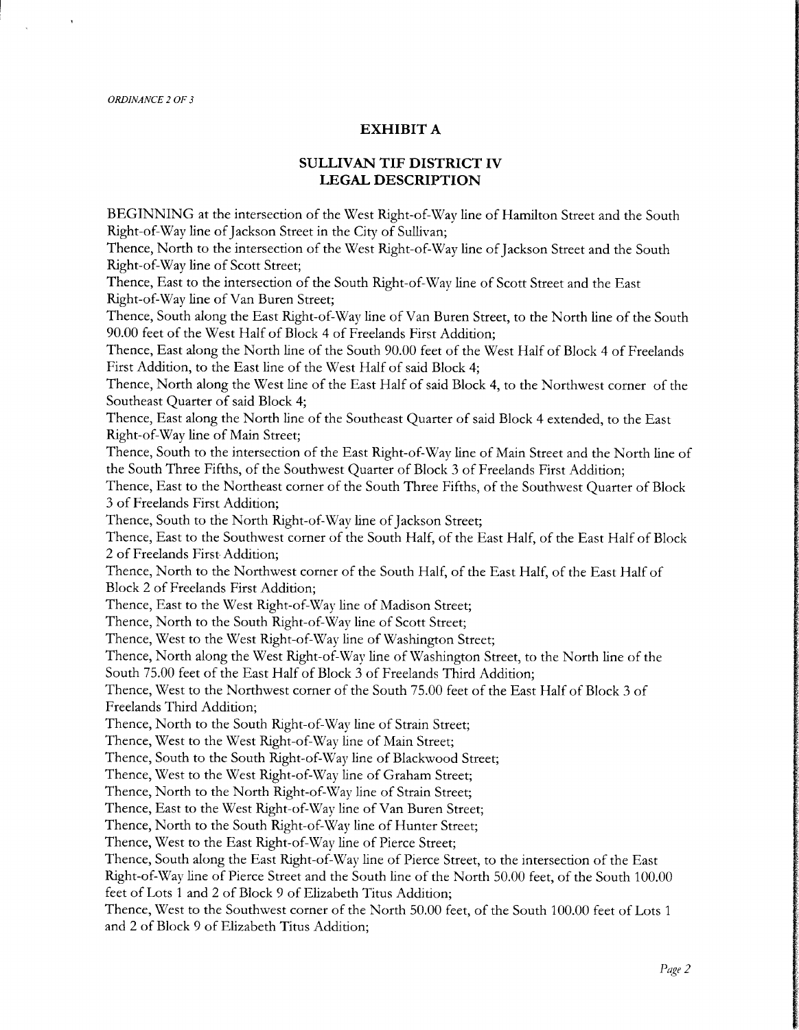## EXHIBIT A

## SULLIVAN TIF DISTRICT IV LEGAL DESCRIPTION

BEGINNING at the intersection of the West Right-of-Way line of Hamilton Street and the South Right-of-Way line of Jackson Street in the City of Sullivan;

Thence, North to the intersection of the West Right-of-Way line of Jackson Street and the South Right-of-Way line of Scott Street;

Thence, East to the intersection of the South Right-of-Way line of Scott Street and the East Right-of-Way line of Van Buren Street;

Thence, South along the East Right-of-Way line of Van Buren Street, to the North line of the South 90.00 feet of the West Half of Block 4 of Freelands First Addition;

Thence, East along the North line of the South 90.00 feet of the West Half of Block 4 of Freelands First Addition, to the East line of the West Half of said Block 4;

Thence, North along the West line of the East Half of said Block 4, to the Northwest corner of the Southeast Quarter of said Block 4;

Thence, East along the North line of the Southeast Quarter of said Block 4 extended, to the East Right-of-Way line of Main Street;

Thence, South to the intersection of the East Right-of-Way line of Main Street and the North line of the South Three Fifths, of the Southwest Quarter of Block 3 of Freelands First Addition;

Thence, East to the Northeast corner of the South Three Fifths, of the Southwest Quarter of Block 3 of Freelands First Addition;

Thence, South to the North Right-of-Way line of Jackson Street;

Thence, East to the Southwest corner of the South Half, of the East Half, of the East Half of Block 2 of Freelands First Addition;

Thence, North to the Northwest corner of the South Half, of the East Half, of the East Half of Block 2 of Freelands First Addition;

Thence, East to the West Right-of-Way line of Madison Street;

Thence, North to the South Right-of-Way line of Scott Street;

Thence, West to the West Right-of-Way line of Washington Street;

Thence, North along the West Right-of-Way line of Washington Street, to the North line of the South 75.00 feet of the East Half of Block 3 of Freelands Third Addition;

Thence, West to the Northwest corner of the South 75.00 feet of the East Half of Block 3 of Freelands Third Addition;

Thence, North to the South Right-of-Way line of Strain Street;

Thence, West to the West Right-of-Way line of Main Street;

Thence, South to the South Right-of-Way line of Blackwood Street;

Thence, West to the West Right-of-Way line of Graham Street;

Thence, North to the North Right-of-Way line of Strain Street;

Thence, East to the West Right-of-Way line of Van Buren Street;

Thence, North to the South Right-of-Way line of Hunter Street;

Thence, West to the East Right-of-Way line of Pierce Street;

Thence, South along the East Right-of-Way line of Pierce Street, to the intersection of the East Right-of-Way line of Pierce Street and the South line of the North 50.00 feet, of the South 100.00 feet of Lots 1 and 2 of Block 9 of Elizabeth Titus Addition;

Thence, West to the Southwest corner of the North 50.00 feet, of the South 100.00 feet of Lots 1 and 2 of Block 9 of Elizabeth Titus Addition;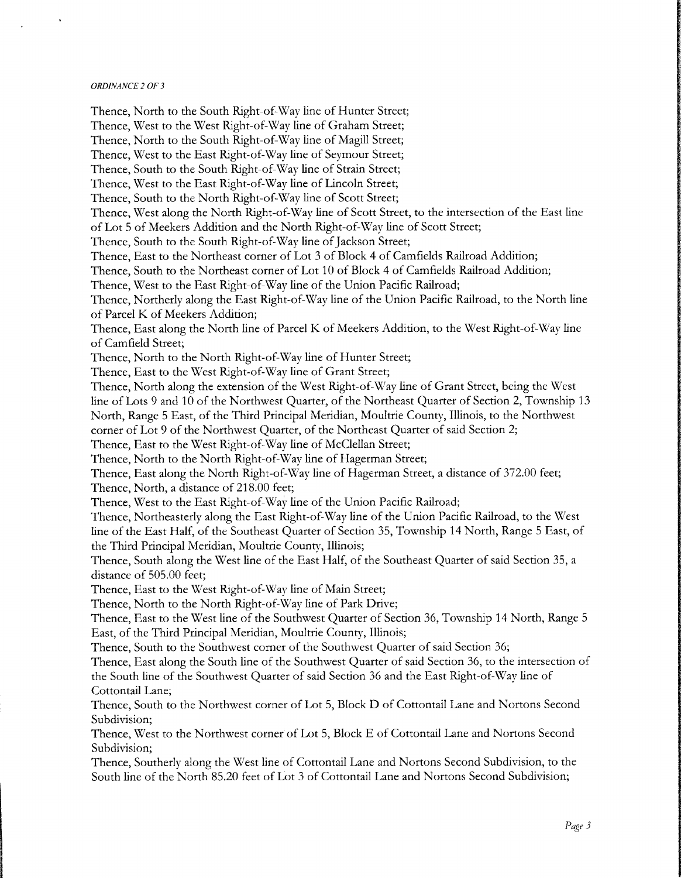*ORDINANCE 2 OF 3*

Thence, North to the South Right-of-Way line of Hunter Street;
Thence, West to the West Right-of-Way line of Graham Street;
Thence, North to the South Right-of-Way line of Magill Street;
Thence, West to the East Right-of-Way line of Seymour Street;
Thence, South to the South Right-of-Way line of Strain Street;
Thence, West to the East Right-of-Way line of Lincoln Street;
Thence, South to the North Right-of-Way line of Scott Street;
Thence, West along the North Right-of-Way line of Scott Street, to the intersection of the East line of Lot 5 of Meekers Addition and the North Right-of-Way line of Scott Street;
Thence, South to the South Right-of-Way line of Jackson Street;
Thence, East to the Northeast corner of Lot 3 of Block 4 of Camfields Railroad Addition;
Thence, South to the Northeast corner of Lot 10 of Block 4 of Camfields Railroad Addition;
Thence, West to the East Right-of-Way line of the Union Pacific Railroad;
Thence, Northerly along the East Right-of-Way line of the Union Pacific Railroad, to the North line of Parcel K of Meekers Addition;
Thence, East along the North line of Parcel K of Meekers Addition, to the West Right-of-Way line of Camfield Street;
Thence, North to the North Right-of-Way line of Hunter Street;
Thence, East to the West Right-of-Way line of Grant Street;
Thence, North along the extension of the West Right-of-Way line of Grant Street, being the West line of Lots 9 and 10 of the Northwest Quarter, of the Northeast Quarter of Section 2, Township 13 North, Range 5 East, of the Third Principal Meridian, Moultrie County, Illinois, to the Northwest corner of Lot 9 of the Northwest Quarter, of the Northeast Quarter of said Section 2;
Thence, East to the West Right-of-Way line of McClellan Street;
Thence, North to the North Right-of-Way line of Hagerman Street;
Thence, East along the North Right-of-Way line of Hagerman Street, a distance of 372.00 feet;
Thence, North, a distance of 218.00 feet;
Thence, West to the East Right-of-Way line of the Union Pacific Railroad;
Thence, Northeasterly along the East Right-of-Way line of the Union Pacific Railroad, to the West line of the East Half, of the Southeast Quarter of Section 35, Township 14 North, Range 5 East, of the Third Principal Meridian, Moultrie County, Illinois;
Thence, South along the West line of the East Half, of the Southeast Quarter of said Section 35, a distance of 505.00 feet;
Thence, East to the West Right-of-Way line of Main Street;
Thence, North to the North Right-of-Way line of Park Drive;
Thence, East to the West line of the Southwest Quarter of Section 36, Township 14 North, Range 5 East, of the Third Principal Meridian, Moultrie County, Illinois;
Thence, South to the Southwest corner of the Southwest Quarter of said Section 36;
Thence, East along the South line of the Southwest Quarter of said Section 36, to the intersection of the South line of the Southwest Quarter of said Section 36 and the East Right-of-Way line of Cottontail Lane;
Thence, South to the Northwest corner of Lot 5, Block D of Cottontail Lane and Nortons Second Subdivision;
Thence, West to the Northwest corner of Lot 5, Block E of Cottontail Lane and Nortons Second Subdivision;
Thence, Southerly along the West line of Cottontail Lane and Nortons Second Subdivision, to the South line of the North 85.20 feet of Lot 3 of Cottontail Lane and Nortons Second Subdivision;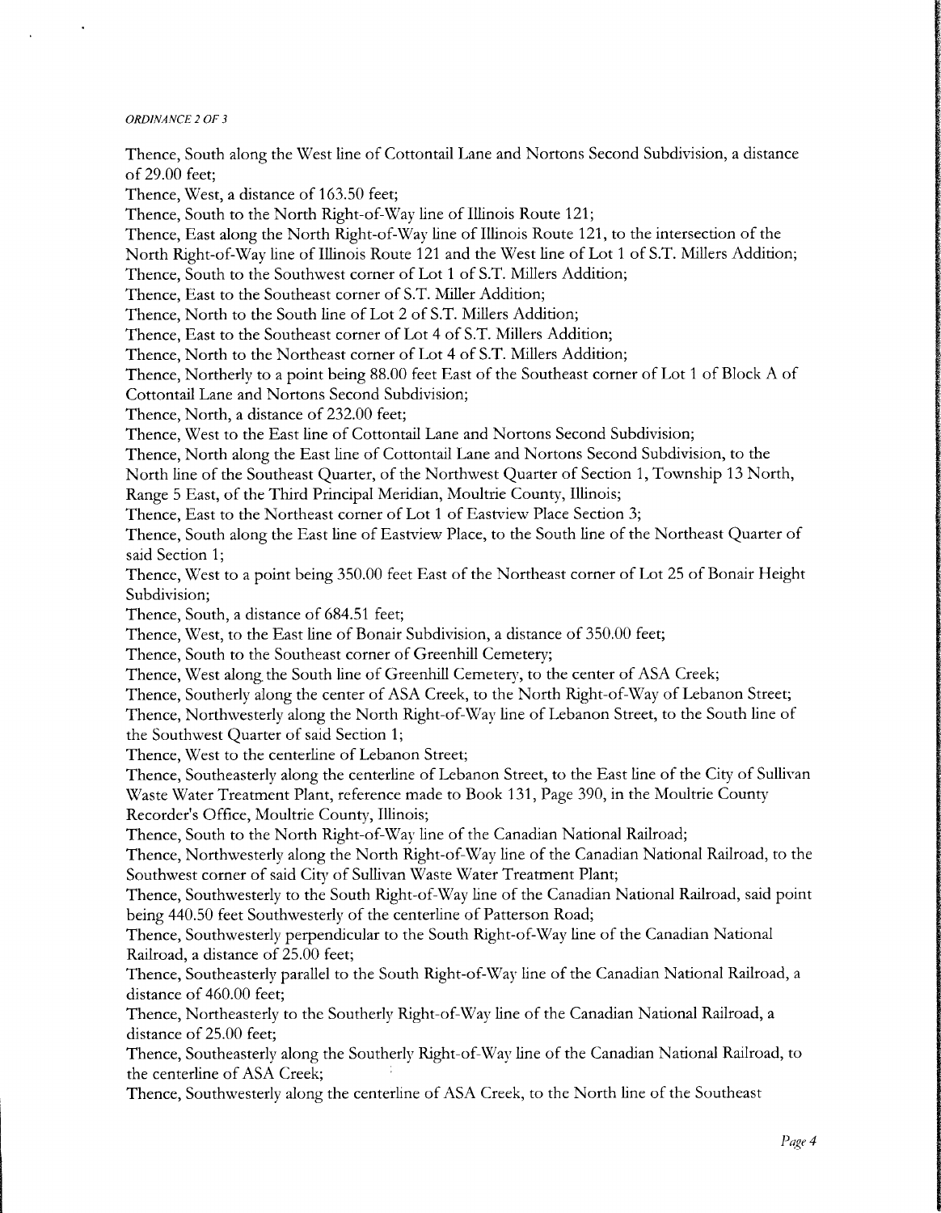Thence, South along the West line of Cottontail Lane and Nortons Second Subdivision, a distance of 29.00 feet;

Thence, West, a distance of 163.50 feet;

Thence, South to the North Right-of-Way line of Illinois Route 121;

Thence, East along the North Right-of-Way line of Illinois Route 121, to the intersection of the North Right-of-Way line of Illinois Route 121 and the West line of Lot 1 of S.T. Millers Addition;

Thence, South to the Southwest corner of Lot 1 of S.T. Millers Addition;

Thence, East to the Southeast corner of S.T. Miller Addition;

Thence, North to the South line of Lot 2 of S.T. Millers Addition;

Thence, East to the Southeast corner of Lot 4 of S.T. Millers Addition;

Thence, North to the Northeast corner of Lot 4 of S.T. Millers Addition;

Thence, Northerly to a point being 88.00 feet East of the Southeast corner of Lot 1 of Block A of Cottontail Lane and Nortons Second Subdivision;

Thence, North, a distance of 232.00 feet;

Thence, West to the East line of Cottontail Lane and Nortons Second Subdivision;

Thence, North along the East line of Cottontail Lane and Nortons Second Subdivision, to the North line of the Southeast Quarter, of the Northwest Quarter of Section 1, Township 13 North, Range 5 East, of the Third Principal Meridian, Moultrie County, Illinois;

Thence, East to the Northeast corner of Lot 1 of Eastview Place Section 3;

Thence, South along the East line of Eastview Place, to the South line of the Northeast Quarter of said Section 1;

Thence, West to a point being 350.00 feet East of the Northeast corner of Lot 25 of Bonair Height Subdivision;

Thence, South, a distance of 684.51 feet;

Thence, West, to the East line of Bonair Subdivision, a distance of 350.00 feet;

Thence, South to the Southeast corner of Greenhill Cemetery;

Thence, West along the South line of Greenhill Cemetery, to the center of ASA Creek;

Thence, Southerly along the center of ASA Creek, to the North Right-of-Way of Lebanon Street;

Thence, Northwesterly along the North Right-of-Way line of Lebanon Street, to the South line of the Southwest Quarter of said Section 1;

Thence, West to the centerline of Lebanon Street;

Thence, Southeasterly along the centerline of Lebanon Street, to the East line of the City of Sullivan Waste Water Treatment Plant, reference made to Book 131, Page 390, in the Moultrie County Recorder's Office, Moultrie County, Illinois;

Thence, South to the North Right-of-Way line of the Canadian National Railroad;

Thence, Northwesterly along the North Right-of-Way line of the Canadian National Railroad, to the Southwest corner of said City of Sullivan Waste Water Treatment Plant;

Thence, Southwesterly to the South Right-of-Way line of the Canadian National Railroad, said point being 440.50 feet Southwesterly of the centerline of Patterson Road;

Thence, Southwesterly perpendicular to the South Right-of-Way line of the Canadian National Railroad, a distance of 25.00 feet;

Thence, Southeasterly parallel to the South Right-of-Way line of the Canadian National Railroad, a distance of 460.00 feet;

Thence, Northeasterly to the Southerly Right-of-Way line of the Canadian National Railroad, a distance of 25.00 feet;

Thence, Southeasterly along the Southerly Right-of-Way line of the Canadian National Railroad, to the centerline of ASA Creek;

Thence, Southwesterly along the centerline of ASA Creek, to the North line of the Southeast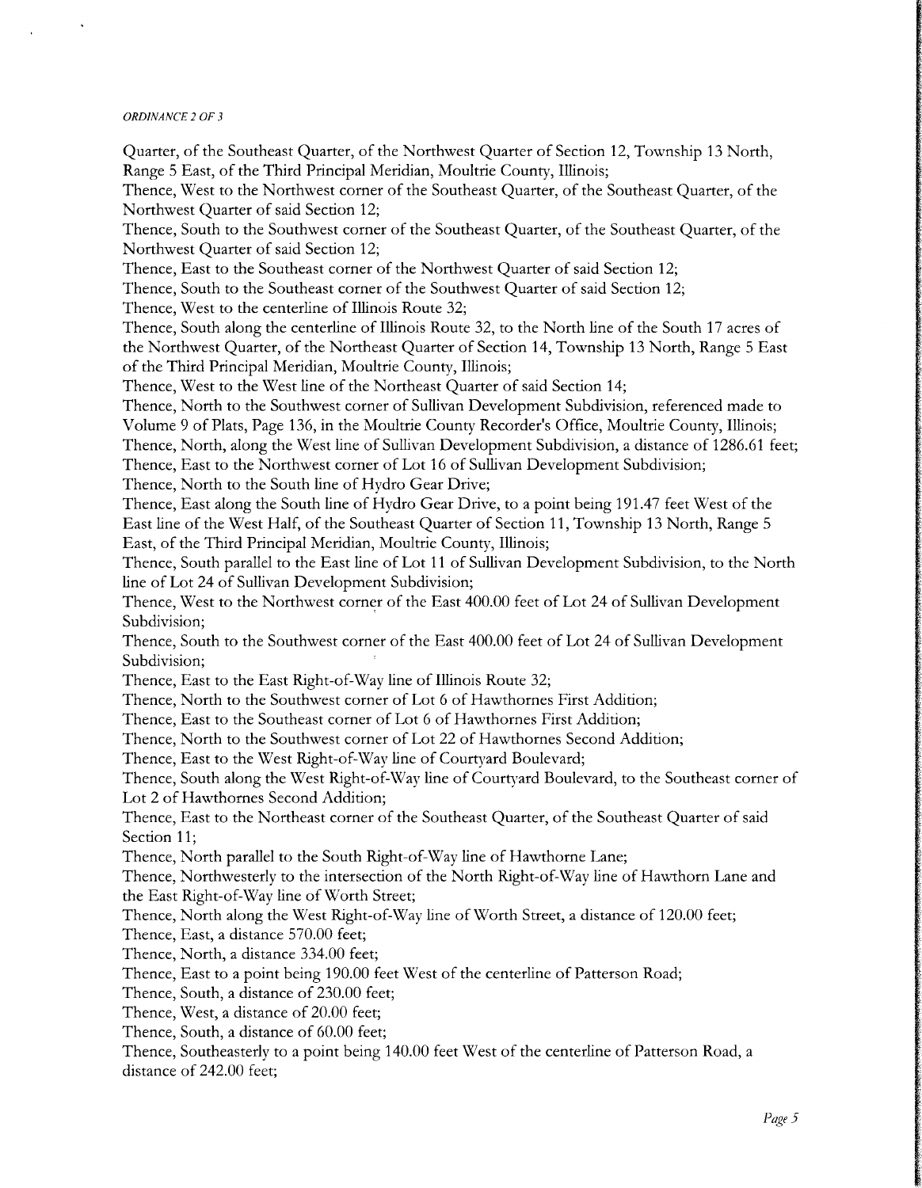Quarter, of the Southeast Quarter, of the Northwest Quarter of Section 12, Township 13 North, Range 5 East, of the Third Principal Meridian, Moultrie County, Illinois;

Thence, West to the Northwest corner of the Southeast Quarter, of the Southeast Quarter, of the Northwest Quarter of said Section 12;

Thence, South to the Southwest corner of the Southeast Quarter, of the Southeast Quarter, of the Northwest Quarter of said Section 12;

Thence, East to the Southeast corner of the Northwest Quarter of said Section 12;

Thence, South to the Southeast corner of the Southwest Quarter of said Section 12;

Thence, West to the centerline of Illinois Route 32;

Thence, South along the centerline of Illinois Route 32, to the North line of the South 17 acres of the Northwest Quarter, of the Northeast Quarter of Section 14, Township 13 North, Range 5 East of the Third Principal Meridian, Moultrie County, Illinois;

Thence, West to the West line of the Northeast Quarter of said Section 14;

Thence, North to the Southwest corner of Sullivan Development Subdivision, referenced made to Volume 9 of Plats, Page 136, in the Moultrie County Recorder's Office, Moultrie County, Illinois;

Thence, North, along the West line of Sullivan Development Subdivision, a distance of 1286.61 feet;

Thence, East to the Northwest corner of Lot 16 of Sullivan Development Subdivision;

Thence, North to the South line of Hydro Gear Drive;

Thence, East along the South line of Hydro Gear Drive, to a point being 191.47 feet West of the East line of the West Half, of the Southeast Quarter of Section 11, Township 13 North, Range 5 East, of the Third Principal Meridian, Moultrie County, Illinois;

Thence, South parallel to the East line of Lot 11 of Sullivan Development Subdivision, to the North line of Lot 24 of Sullivan Development Subdivision;

Thence, West to the Northwest corner of the East 400.00 feet of Lot 24 of Sullivan Development Subdivision;

Thence, South to the Southwest corner of the East 400.00 feet of Lot 24 of Sullivan Development Subdivision;

Thence, East to the East Right-of-Way line of Illinois Route 32;

Thence, North to the Southwest corner of Lot 6 of Hawthornes First Addition;

Thence, East to the Southeast corner of Lot 6 of Hawthornes First Addition;

Thence, North to the Southwest corner of Lot 22 of Hawthornes Second Addition;

Thence, East to the West Right-of-Way line of Courtyard Boulevard;

Thence, South along the West Right-of-Way line of Courtyard Boulevard, to the Southeast corner of Lot 2 of Hawthornes Second Addition;

Thence, East to the Northeast corner of the Southeast Quarter, of the Southeast Quarter of said Section 11;

Thence, North parallel to the South Right-of-Way line of Hawthorne Lane;

Thence, Northwesterly to the intersection of the North Right-of-Way line of Hawthorn Lane and the East Right-of-Way line of Worth Street;

Thence, North along the West Right-of-Way line of Worth Street, a distance of 120.00 feet;

Thence, East, a distance 570.00 feet;

Thence, North, a distance 334.00 feet;

Thence, East to a point being 190.00 feet West of the centerline of Patterson Road;

Thence, South, a distance of 230.00 feet;

Thence, West, a distance of 20.00 feet;

Thence, South, a distance of 60.00 feet;

Thence, Southeasterly to a point being 140.00 feet West of the centerline of Patterson Road, a distance of 242.00 feet;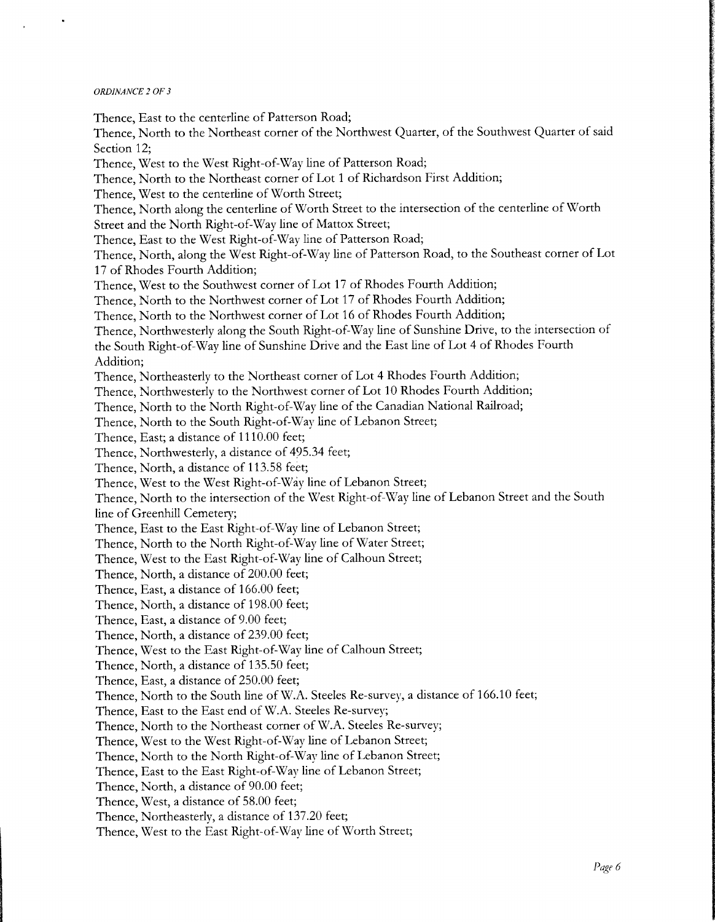Thence, East to the centerline of Patterson Road;

Thence, North to the Northeast corner of the Northwest Quarter, of the Southwest Quarter of said Section 12;

Thence, West to the West Right-of-Way line of Patterson Road;

Thence, North to the Northeast corner of Lot 1 of Richardson First Addition;

Thence, West to the centerline of Worth Street;

Thence, North along the centerline of Worth Street to the intersection of the centerline of Worth Street and the North Right-of-Way line of Mattox Street;

Thence, East to the West Right-of-Way line of Patterson Road;

Thence, North, along the West Right-of-Way line of Patterson Road, to the Southeast corner of Lot 17 of Rhodes Fourth Addition;

Thence, West to the Southwest corner of Lot 17 of Rhodes Fourth Addition;

Thence, North to the Northwest corner of Lot 17 of Rhodes Fourth Addition;

Thence, North to the Northwest corner of Lot 16 of Rhodes Fourth Addition;

Thence, Northwesterly along the South Right-of-Way line of Sunshine Drive, to the intersection of the South Right-of-Way line of Sunshine Drive and the East line of Lot 4 of Rhodes Fourth Addition;

Thence, Northeasterly to the Northeast corner of Lot 4 Rhodes Fourth Addition;

Thence, Northwesterly to the Northwest corner of Lot 10 Rhodes Fourth Addition;

Thence, North to the North Right-of-Way line of the Canadian National Railroad;

Thence, North to the South Right-of-Way line of Lebanon Street;

Thence, East; a distance of 1110.00 feet;

Thence, Northwesterly, a distance of 495.34 feet;

Thence, North, a distance of 113.58 feet;

Thence, West to the West Right-of-Way line of Lebanon Street;

Thence, North to the intersection of the West Right-of-Way line of Lebanon Street and the South line of Greenhill Cemetery;

Thence, East to the East Right-of-Way line of Lebanon Street;

Thence, North to the North Right-of-Way line of Water Street;

Thence, West to the East Right-of-Way line of Calhoun Street;

Thence, North, a distance of 200.00 feet;

Thence, East, a distance of 166.00 feet;

Thence, North, a distance of 198.00 feet;

Thence, East, a distance of 9.00 feet;

Thence, North, a distance of 239.00 feet;

Thence, West to the East Right-of-Way line of Calhoun Street;

Thence, North, a distance of 135.50 feet;

Thence, East, a distance of 250.00 feet;

Thence, North to the South line of W.A. Steeles Re-survey, a distance of 166.10 feet;

Thence, East to the East end of W.A. Steeles Re-survey;

Thence, North to the Northeast corner of W.A. Steeles Re-survey;

Thence, West to the West Right-of-Way line of Lebanon Street;

Thence, North to the North Right-of-Way line of Lebanon Street;

Thence, East to the East Right-of-Way line of Lebanon Street;

Thence, North, a distance of 90.00 feet;

Thence, West, a distance of 58.00 feet;

Thence, Northeasterly, a distance of 137.20 feet;

Thence, West to the East Right-of-Way line of Worth Street;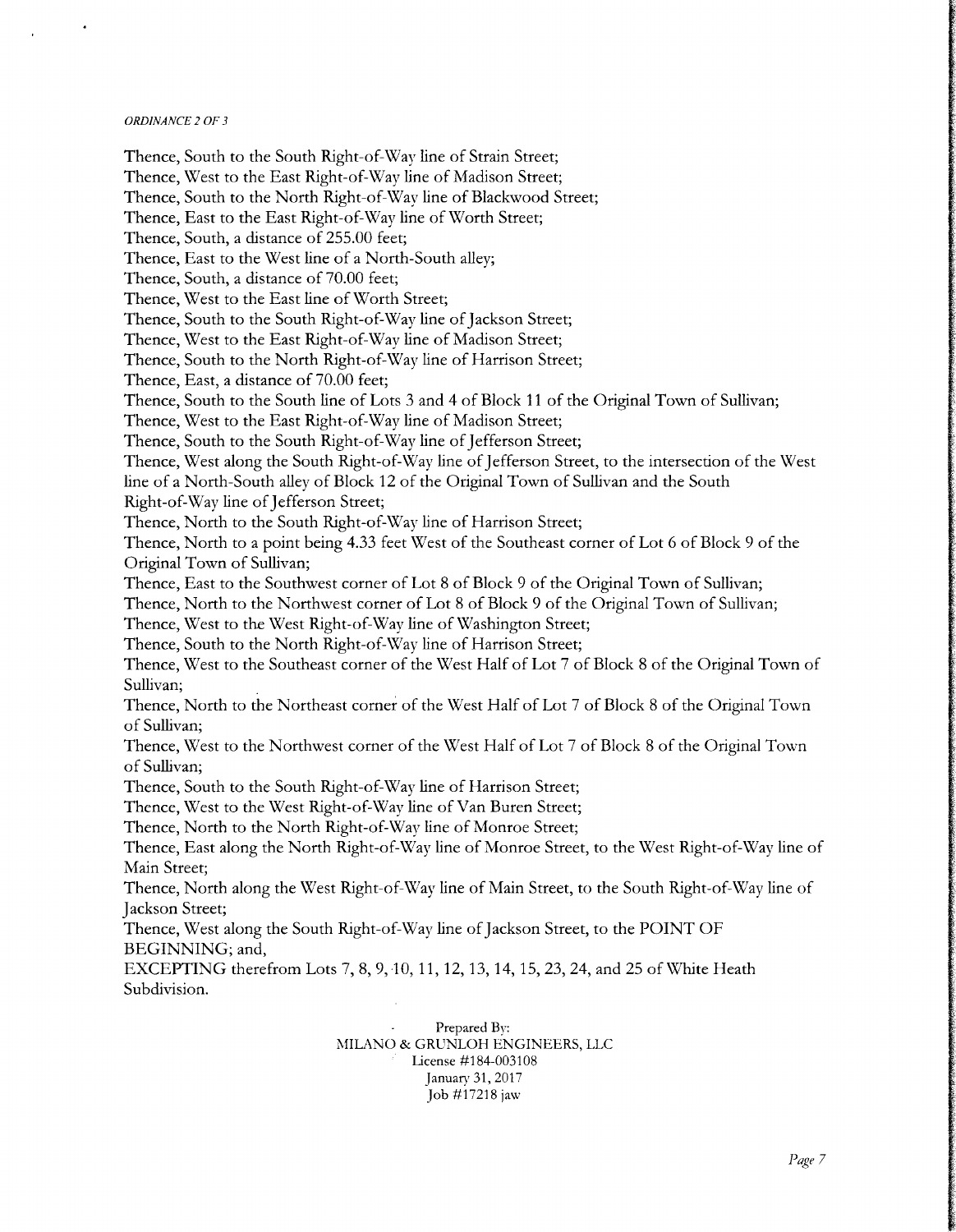Thence, South to the South Right-of-Way line of Strain Street;
Thence, West to the East Right-of-Way line of Madison Street;
Thence, South to the North Right-of-Way line of Blackwood Street;
Thence, East to the East Right-of-Way line of Worth Street;
Thence, South, a distance of 255.00 feet;
Thence, East to the West line of a North-South alley;
Thence, South, a distance of 70.00 feet;
Thence, West to the East line of Worth Street;
Thence, South to the South Right-of-Way line of Jackson Street;
Thence, West to the East Right-of-Way line of Madison Street;
Thence, South to the North Right-of-Way line of Harrison Street;
Thence, East, a distance of 70.00 feet;
Thence, South to the South line of Lots 3 and 4 of Block 11 of the Original Town of Sullivan;
Thence, West to the East Right-of-Way line of Madison Street;
Thence, South to the South Right-of-Way line of Jefferson Street;
Thence, West along the South Right-of-Way line of Jefferson Street, to the intersection of the West line of a North-South alley of Block 12 of the Original Town of Sullivan and the South Right-of-Way line of Jefferson Street;
Thence, North to the South Right-of-Way line of Harrison Street;
Thence, North to a point being 4.33 feet West of the Southeast corner of Lot 6 of Block 9 of the Original Town of Sullivan;
Thence, East to the Southwest corner of Lot 8 of Block 9 of the Original Town of Sullivan;
Thence, North to the Northwest corner of Lot 8 of Block 9 of the Original Town of Sullivan;
Thence, West to the West Right-of-Way line of Washington Street;
Thence, South to the North Right-of-Way line of Harrison Street;
Thence, West to the Southeast corner of the West Half of Lot 7 of Block 8 of the Original Town of Sullivan;
Thence, North to the Northeast corner of the West Half of Lot 7 of Block 8 of the Original Town of Sullivan;
Thence, West to the Northwest corner of the West Half of Lot 7 of Block 8 of the Original Town of Sullivan;
Thence, South to the South Right-of-Way line of Harrison Street;
Thence, West to the West Right-of-Way line of Van Buren Street;
Thence, North to the North Right-of-Way line of Monroe Street;
Thence, East along the North Right-of-Way line of Monroe Street, to the West Right-of-Way line of Main Street;
Thence, North along the West Right-of-Way line of Main Street, to the South Right-of-Way line of Jackson Street;
Thence, West along the South Right-of-Way line of Jackson Street, to the POINT OF BEGINNING; and,
EXCEPTING therefrom Lots 7, 8, 9, 10, 11, 12, 13, 14, 15, 23, 24, and 25 of White Heath Subdivision.

Prepared By:
MILANO & GRUNLOH ENGINEERS, LLC
License #184-003108
January 31, 2017
Job #17218 jaw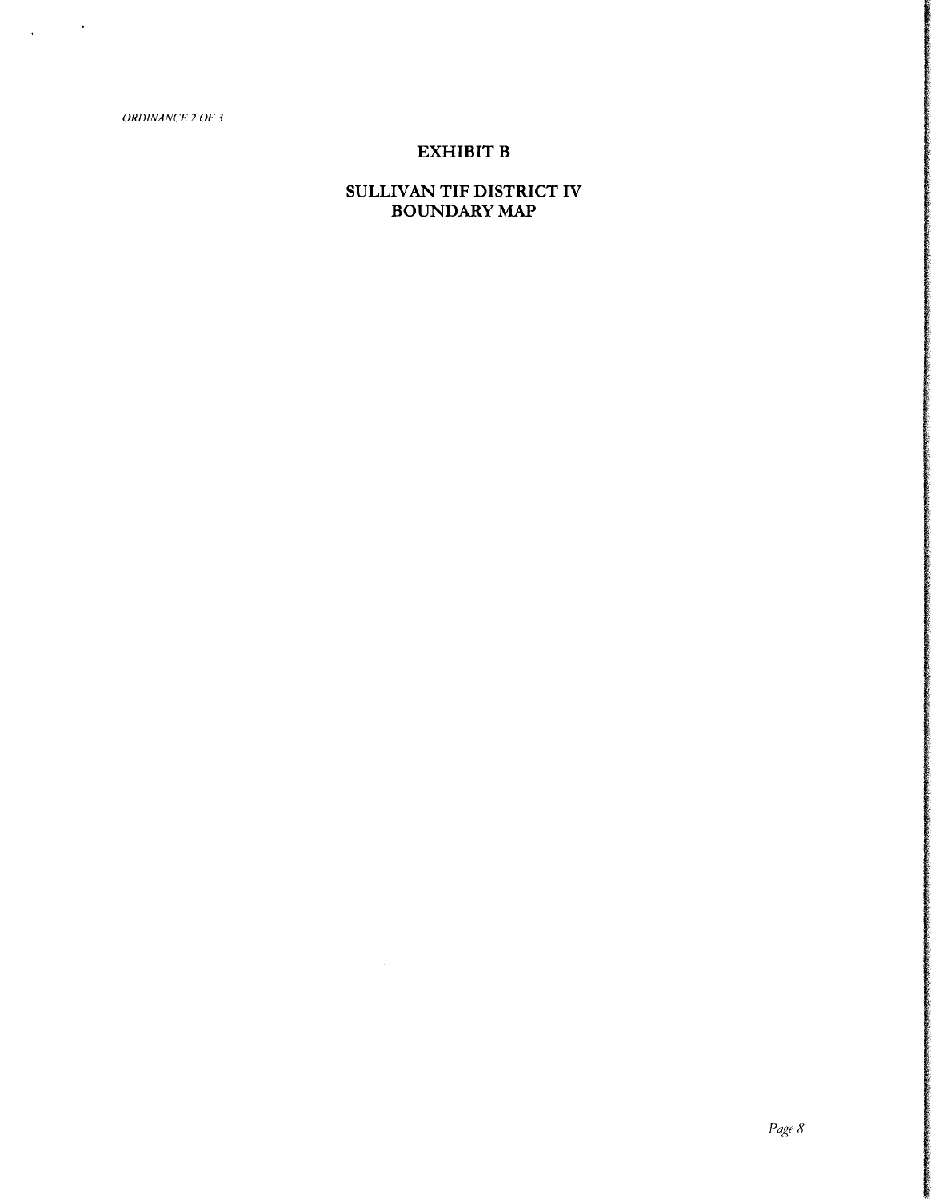*ORDINANCE 2 OF 3*

# EXHIBIT B

## SULLIVAN TIF DISTRICT IV BOUNDARY MAP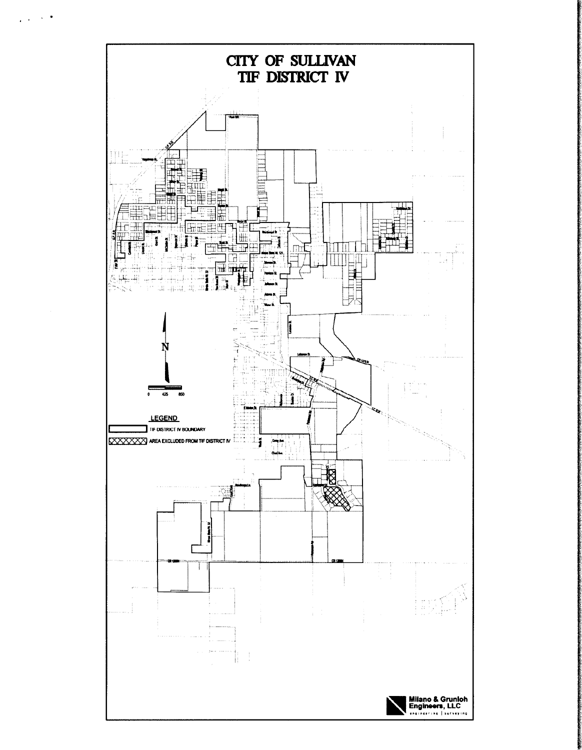# CITY OF SULLIVAN
# TIF DISTRICT IV

N

0 425 850

LEGEND

TIF DISTRICT IV BOUNDARY

AREA EXCLUDED FROM TIF DISTRICT IV

Milano & Grunloh Engineers, LLC
engineering | surveying